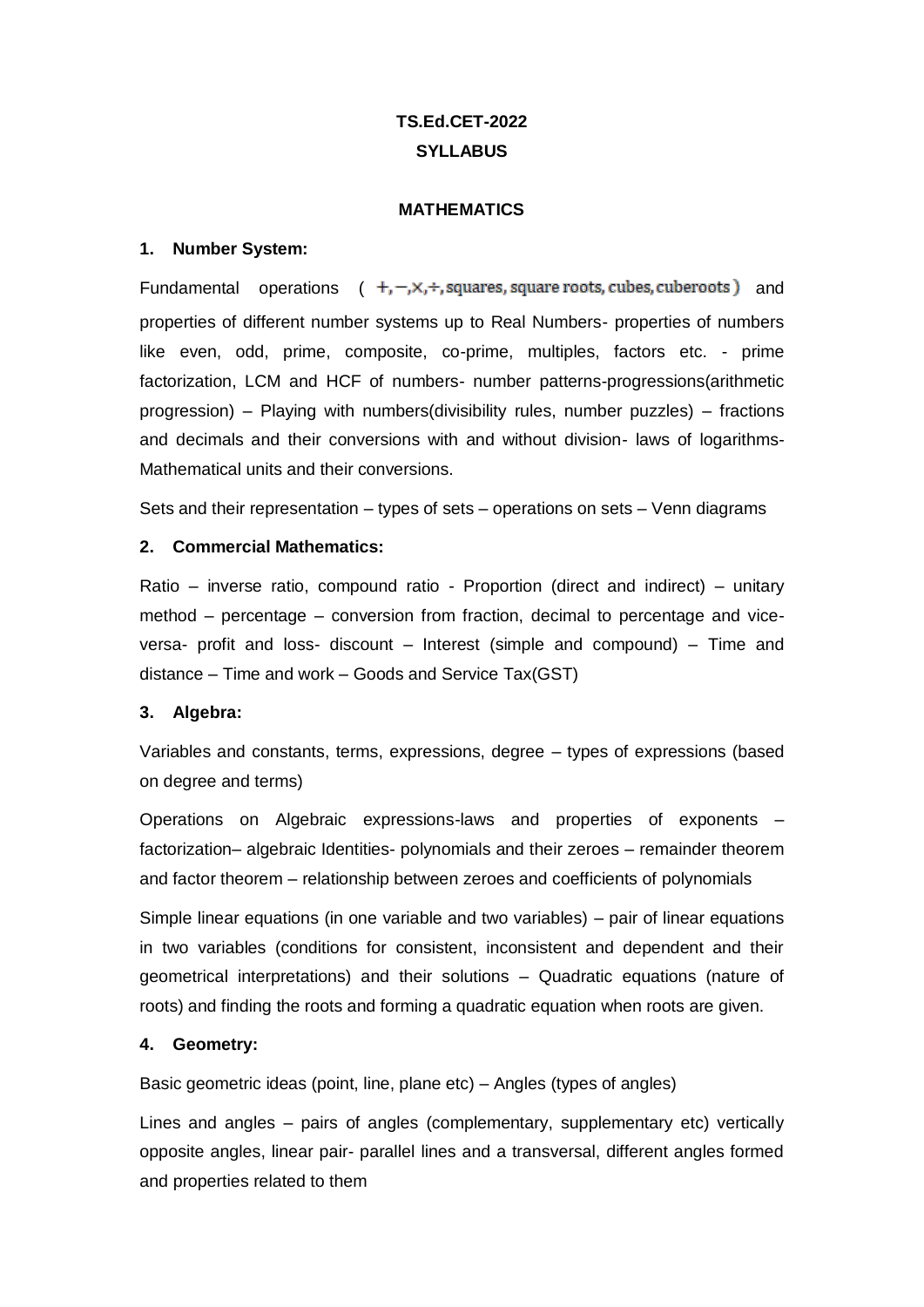# TS.Ed.CET-2022
## SYLLABUS

### MATHEMATICS

**1. Number System:**

Fundamental operations ( $+, -, \times, \div$, squares, square roots, cubes, cuberoots ) and properties of different number systems up to Real Numbers- properties of numbers like even, odd, prime, composite, co-prime, multiples, factors etc. - prime factorization, LCM and HCF of numbers- number patterns-progressions(arithmetic progression) – Playing with numbers(divisibility rules, number puzzles) – fractions and decimals and their conversions with and without division- laws of logarithms- Mathematical units and their conversions.

Sets and their representation – types of sets – operations on sets – Venn diagrams

**2. Commercial Mathematics:**

Ratio – inverse ratio, compound ratio - Proportion (direct and indirect) – unitary method – percentage – conversion from fraction, decimal to percentage and vice-versa- profit and loss- discount – Interest (simple and compound) – Time and distance – Time and work – Goods and Service Tax(GST)

**3. Algebra:**

Variables and constants, terms, expressions, degree – types of expressions (based on degree and terms)

Operations on Algebraic expressions-laws and properties of exponents – factorization– algebraic Identities- polynomials and their zeroes – remainder theorem and factor theorem – relationship between zeroes and coefficients of polynomials

Simple linear equations (in one variable and two variables) – pair of linear equations in two variables (conditions for consistent, inconsistent and dependent and their geometrical interpretations) and their solutions – Quadratic equations (nature of roots) and finding the roots and forming a quadratic equation when roots are given.

**4. Geometry:**

Basic geometric ideas (point, line, plane etc) – Angles (types of angles)

Lines and angles – pairs of angles (complementary, supplementary etc) vertically opposite angles, linear pair- parallel lines and a transversal, different angles formed and properties related to them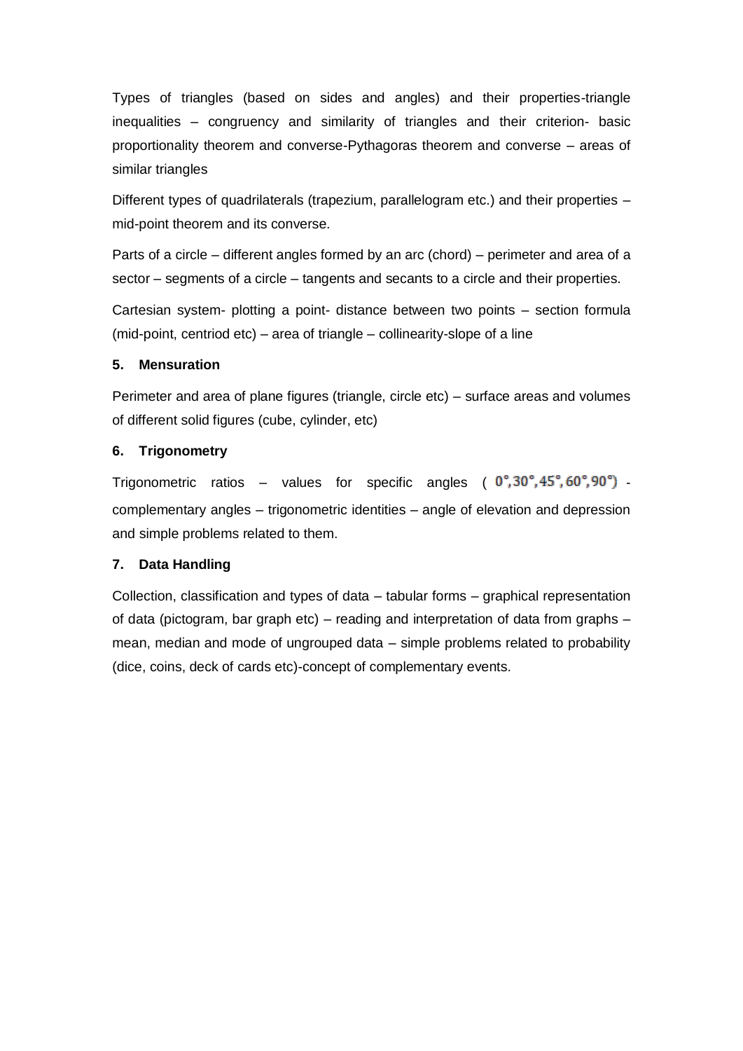Types of triangles (based on sides and angles) and their properties-triangle inequalities – congruency and similarity of triangles and their criterion- basic proportionality theorem and converse-Pythagoras theorem and converse – areas of similar triangles

Different types of quadrilaterals (trapezium, parallelogram etc.) and their properties – mid-point theorem and its converse.

Parts of a circle – different angles formed by an arc (chord) – perimeter and area of a sector – segments of a circle – tangents and secants to a circle and their properties.

Cartesian system- plotting a point- distance between two points – section formula (mid-point, centriod etc) – area of triangle – collinearity-slope of a line

### 5. Mensuration

Perimeter and area of plane figures (triangle, circle etc) – surface areas and volumes of different solid figures (cube, cylinder, etc)

### 6. Trigonometry

Trigonometric ratios – values for specific angles ( $0°, 30°, 45°, 60°, 90°$) - complementary angles – trigonometric identities – angle of elevation and depression and simple problems related to them.

### 7. Data Handling

Collection, classification and types of data – tabular forms – graphical representation of data (pictogram, bar graph etc) – reading and interpretation of data from graphs – mean, median and mode of ungrouped data – simple problems related to probability (dice, coins, deck of cards etc)-concept of complementary events.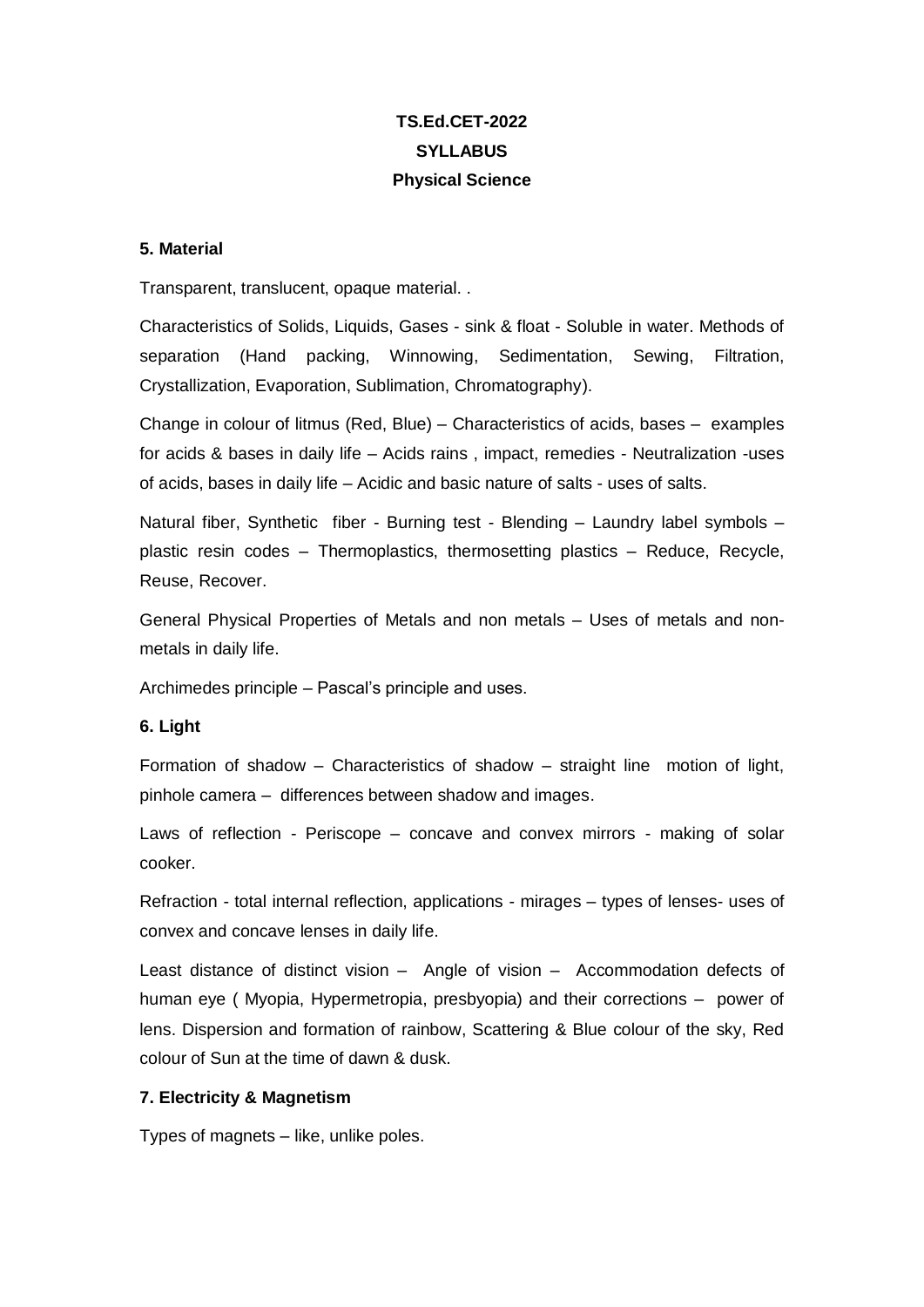# TS.Ed.CET-2022
## SYLLABUS
## Physical Science

### 5. Material

Transparent, translucent, opaque material. .

Characteristics of Solids, Liquids, Gases - sink & float - Soluble in water. Methods of separation (Hand packing, Winnowing, Sedimentation, Sewing, Filtration, Crystallization, Evaporation, Sublimation, Chromatography).

Change in colour of litmus (Red, Blue) – Characteristics of acids, bases – examples for acids & bases in daily life – Acids rains , impact, remedies - Neutralization -uses of acids, bases in daily life – Acidic and basic nature of salts - uses of salts.

Natural fiber, Synthetic fiber - Burning test - Blending – Laundry label symbols – plastic resin codes – Thermoplastics, thermosetting plastics – Reduce, Recycle, Reuse, Recover.

General Physical Properties of Metals and non metals – Uses of metals and non-metals in daily life.

Archimedes principle – Pascal's principle and uses.

### 6. Light

Formation of shadow – Characteristics of shadow – straight line motion of light, pinhole camera – differences between shadow and images.

Laws of reflection - Periscope – concave and convex mirrors - making of solar cooker.

Refraction - total internal reflection, applications - mirages – types of lenses- uses of convex and concave lenses in daily life.

Least distance of distinct vision – Angle of vision – Accommodation defects of human eye ( Myopia, Hypermetropia, presbyopia) and their corrections – power of lens. Dispersion and formation of rainbow, Scattering & Blue colour of the sky, Red colour of Sun at the time of dawn & dusk.

### 7. Electricity & Magnetism

Types of magnets – like, unlike poles.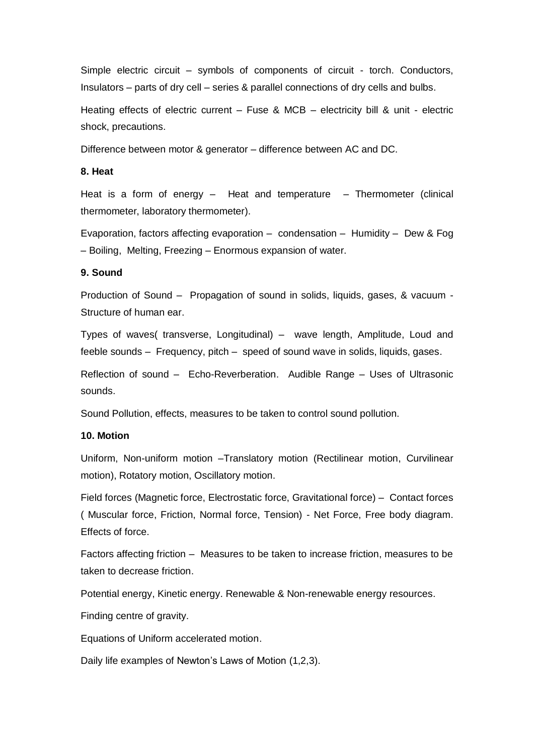Simple electric circuit – symbols of components of circuit - torch. Conductors, Insulators – parts of dry cell – series & parallel connections of dry cells and bulbs.

Heating effects of electric current – Fuse & MCB – electricity bill & unit - electric shock, precautions.

Difference between motor & generator – difference between AC and DC.

**8. Heat**

Heat is a form of energy – Heat and temperature – Thermometer (clinical thermometer, laboratory thermometer).

Evaporation, factors affecting evaporation – condensation – Humidity – Dew & Fog – Boiling, Melting, Freezing – Enormous expansion of water.

**9. Sound**

Production of Sound – Propagation of sound in solids, liquids, gases, & vacuum - Structure of human ear.

Types of waves( transverse, Longitudinal) – wave length, Amplitude, Loud and feeble sounds – Frequency, pitch – speed of sound wave in solids, liquids, gases.

Reflection of sound – Echo-Reverberation. Audible Range – Uses of Ultrasonic sounds.

Sound Pollution, effects, measures to be taken to control sound pollution.

**10. Motion**

Uniform, Non-uniform motion –Translatory motion (Rectilinear motion, Curvilinear motion), Rotatory motion, Oscillatory motion.

Field forces (Magnetic force, Electrostatic force, Gravitational force) – Contact forces ( Muscular force, Friction, Normal force, Tension) - Net Force, Free body diagram. Effects of force.

Factors affecting friction – Measures to be taken to increase friction, measures to be taken to decrease friction.

Potential energy, Kinetic energy. Renewable & Non-renewable energy resources.

Finding centre of gravity.

Equations of Uniform accelerated motion.

Daily life examples of Newton's Laws of Motion (1,2,3).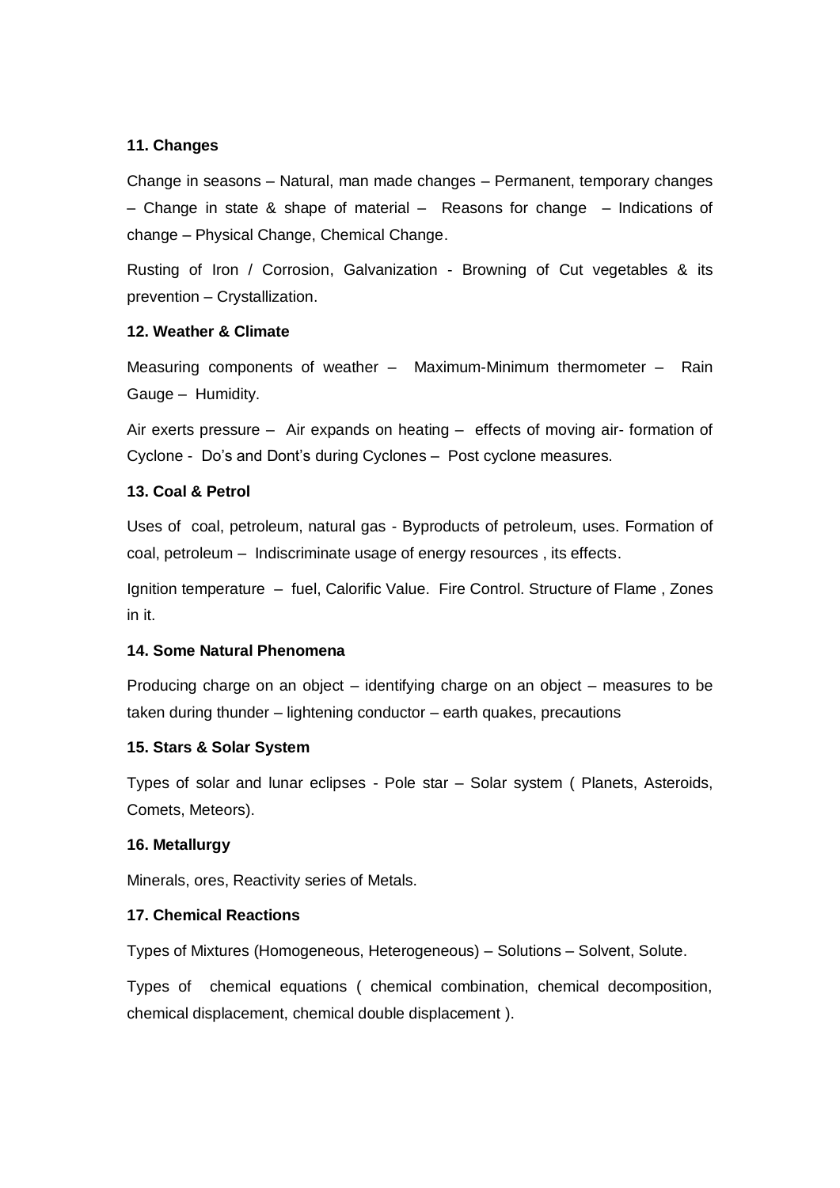**11. Changes**

Change in seasons – Natural, man made changes – Permanent, temporary changes – Change in state & shape of material – Reasons for change – Indications of change – Physical Change, Chemical Change.

Rusting of Iron / Corrosion, Galvanization - Browning of Cut vegetables & its prevention – Crystallization.

**12. Weather & Climate**

Measuring components of weather – Maximum-Minimum thermometer – Rain Gauge – Humidity.

Air exerts pressure – Air expands on heating – effects of moving air- formation of Cyclone - Do's and Dont's during Cyclones – Post cyclone measures.

**13. Coal & Petrol**

Uses of coal, petroleum, natural gas - Byproducts of petroleum, uses. Formation of coal, petroleum – Indiscriminate usage of energy resources , its effects.

Ignition temperature – fuel, Calorific Value. Fire Control. Structure of Flame , Zones in it.

**14. Some Natural Phenomena**

Producing charge on an object – identifying charge on an object – measures to be taken during thunder – lightening conductor – earth quakes, precautions

**15. Stars & Solar System**

Types of solar and lunar eclipses - Pole star – Solar system ( Planets, Asteroids, Comets, Meteors).

**16. Metallurgy**

Minerals, ores, Reactivity series of Metals.

**17. Chemical Reactions**

Types of Mixtures (Homogeneous, Heterogeneous) – Solutions – Solvent, Solute.

Types of chemical equations ( chemical combination, chemical decomposition, chemical displacement, chemical double displacement ).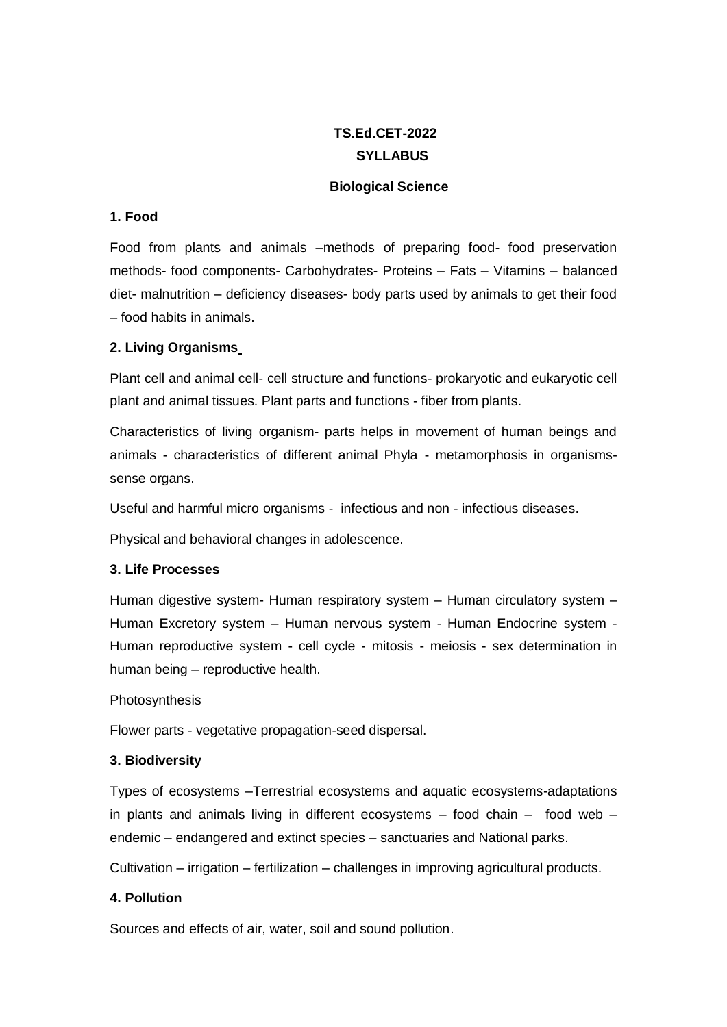**TS.Ed.CET-2022**
**SYLLABUS**

**Biological Science**

**1. Food**

Food from plants and animals –methods of preparing food- food preservation methods- food components- Carbohydrates- Proteins – Fats – Vitamins – balanced diet- malnutrition – deficiency diseases- body parts used by animals to get their food – food habits in animals.

**2. Living Organisms**

Plant cell and animal cell- cell structure and functions- prokaryotic and eukaryotic cell plant and animal tissues. Plant parts and functions - fiber from plants.

Characteristics of living organism- parts helps in movement of human beings and animals - characteristics of different animal Phyla - metamorphosis in organisms- sense organs.

Useful and harmful micro organisms - infectious and non - infectious diseases.

Physical and behavioral changes in adolescence.

**3. Life Processes**

Human digestive system- Human respiratory system – Human circulatory system – Human Excretory system – Human nervous system - Human Endocrine system - Human reproductive system - cell cycle - mitosis - meiosis - sex determination in human being – reproductive health.

Photosynthesis

Flower parts - vegetative propagation-seed dispersal.

**3. Biodiversity**

Types of ecosystems –Terrestrial ecosystems and aquatic ecosystems-adaptations in plants and animals living in different ecosystems – food chain – food web – endemic – endangered and extinct species – sanctuaries and National parks.

Cultivation – irrigation – fertilization – challenges in improving agricultural products.

**4. Pollution**

Sources and effects of air, water, soil and sound pollution.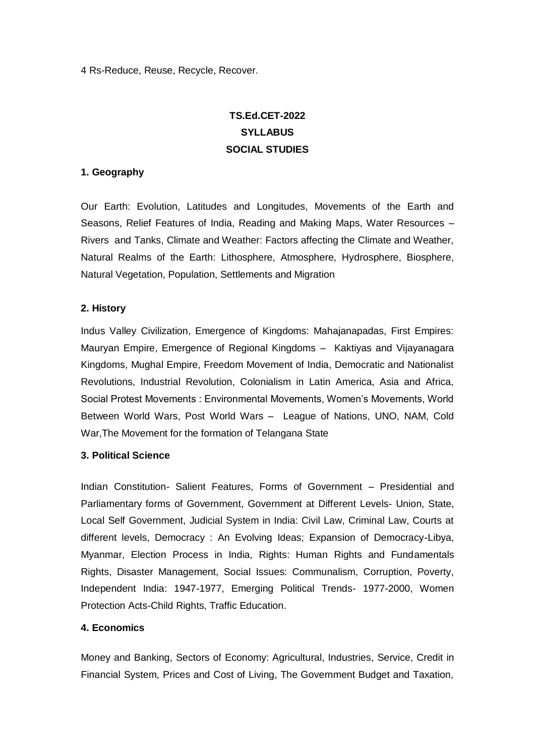4 Rs-Reduce, Reuse, Recycle, Recover.

# TS.Ed.CET-2022
# SYLLABUS
# SOCIAL STUDIES

### 1. Geography

Our Earth: Evolution, Latitudes and Longitudes, Movements of the Earth and Seasons, Relief Features of India, Reading and Making Maps, Water Resources – Rivers and Tanks, Climate and Weather: Factors affecting the Climate and Weather, Natural Realms of the Earth: Lithosphere, Atmosphere, Hydrosphere, Biosphere, Natural Vegetation, Population, Settlements and Migration

### 2. History

Indus Valley Civilization, Emergence of Kingdoms: Mahajanapadas, First Empires: Mauryan Empire, Emergence of Regional Kingdoms – Kaktiyas and Vijayanagara Kingdoms, Mughal Empire, Freedom Movement of India, Democratic and Nationalist Revolutions, Industrial Revolution, Colonialism in Latin America, Asia and Africa, Social Protest Movements : Environmental Movements, Women's Movements, World Between World Wars, Post World Wars – League of Nations, UNO, NAM, Cold War,The Movement for the formation of Telangana State

### 3. Political Science

Indian Constitution- Salient Features, Forms of Government – Presidential and Parliamentary forms of Government, Government at Different Levels- Union, State, Local Self Government, Judicial System in India: Civil Law, Criminal Law, Courts at different levels, Democracy : An Evolving Ideas; Expansion of Democracy-Libya, Myanmar, Election Process in India, Rights: Human Rights and Fundamentals Rights, Disaster Management, Social Issues: Communalism, Corruption, Poverty, Independent India: 1947-1977, Emerging Political Trends- 1977-2000, Women Protection Acts-Child Rights, Traffic Education.

### 4. Economics

Money and Banking, Sectors of Economy: Agricultural, Industries, Service, Credit in Financial System, Prices and Cost of Living, The Government Budget and Taxation,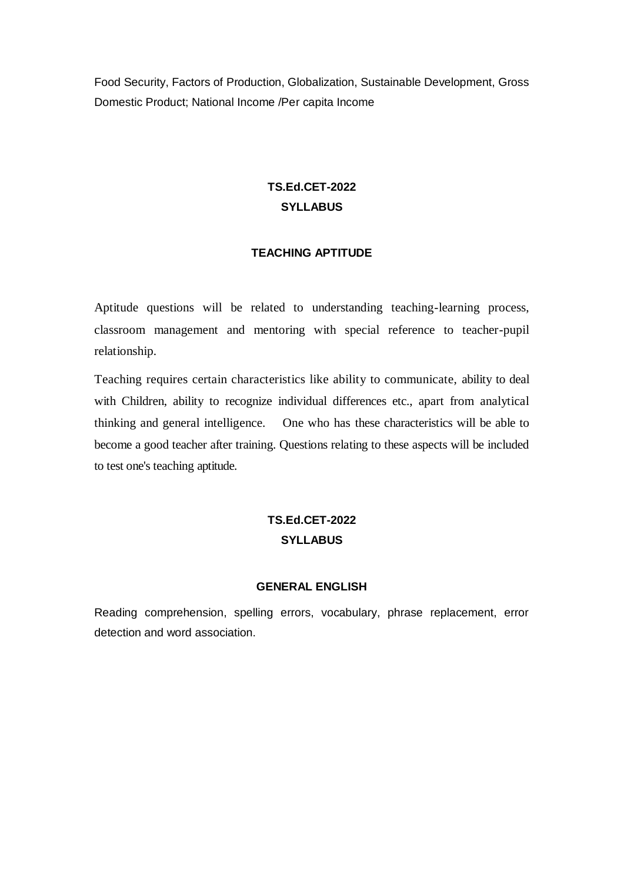Food Security, Factors of Production, Globalization, Sustainable Development, Gross Domestic Product; National Income /Per capita Income

## TS.Ed.CET-2022
## SYLLABUS

### TEACHING APTITUDE

Aptitude questions will be related to understanding teaching-learning process, classroom management and mentoring with special reference to teacher-pupil relationship.

Teaching requires certain characteristics like ability to communicate, ability to deal with Children, ability to recognize individual differences etc., apart from analytical thinking and general intelligence. One who has these characteristics will be able to become a good teacher after training. Questions relating to these aspects will be included to test one's teaching aptitude.

## TS.Ed.CET-2022
## SYLLABUS

### GENERAL ENGLISH

Reading comprehension, spelling errors, vocabulary, phrase replacement, error detection and word association.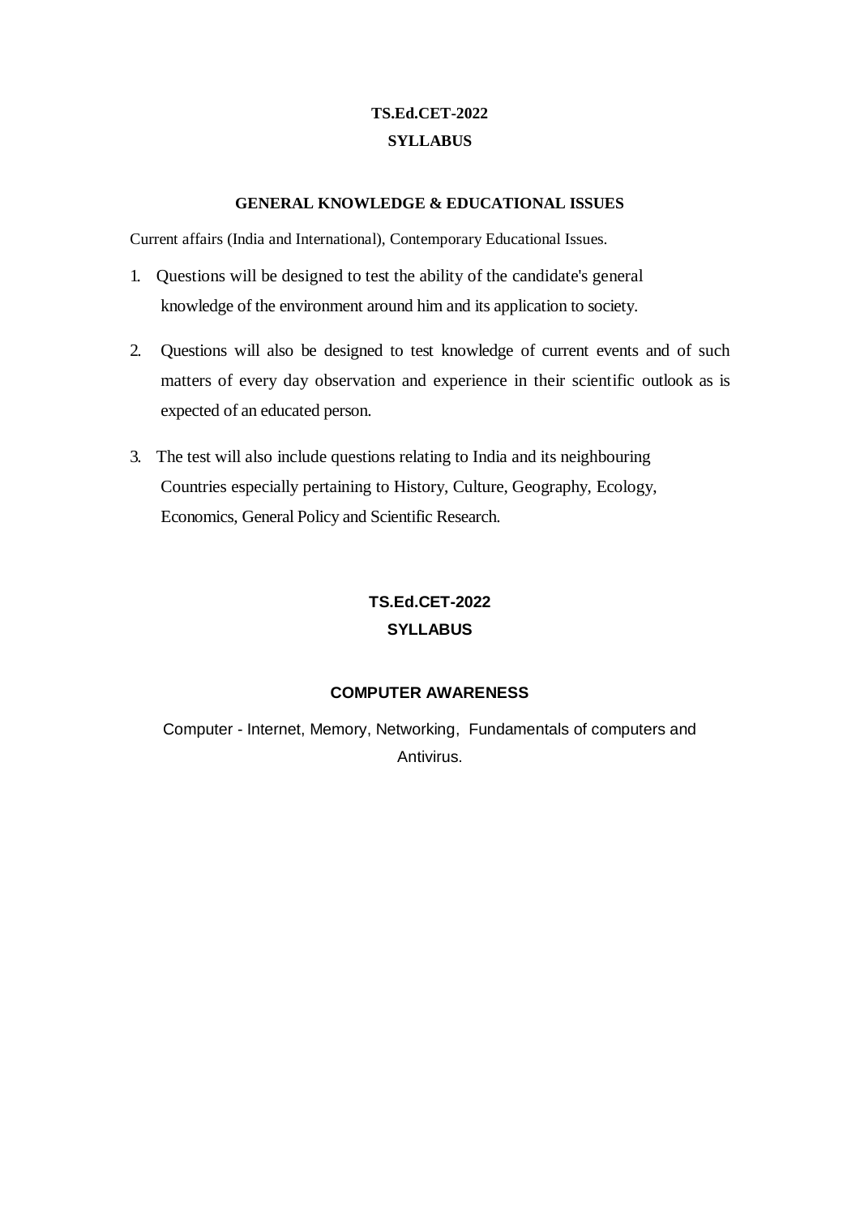# TS.Ed.CET-2022
# SYLLABUS

## GENERAL KNOWLEDGE & EDUCATIONAL ISSUES

Current affairs (India and International), Contemporary Educational Issues.

1. Questions will be designed to test the ability of the candidate's general knowledge of the environment around him and its application to society.

2. Questions will also be designed to test knowledge of current events and of such matters of every day observation and experience in their scientific outlook as is expected of an educated person.

3. The test will also include questions relating to India and its neighbouring Countries especially pertaining to History, Culture, Geography, Ecology, Economics, General Policy and Scientific Research.

# TS.Ed.CET-2022
# SYLLABUS

## COMPUTER AWARENESS

Computer - Internet, Memory, Networking, Fundamentals of computers and Antivirus.